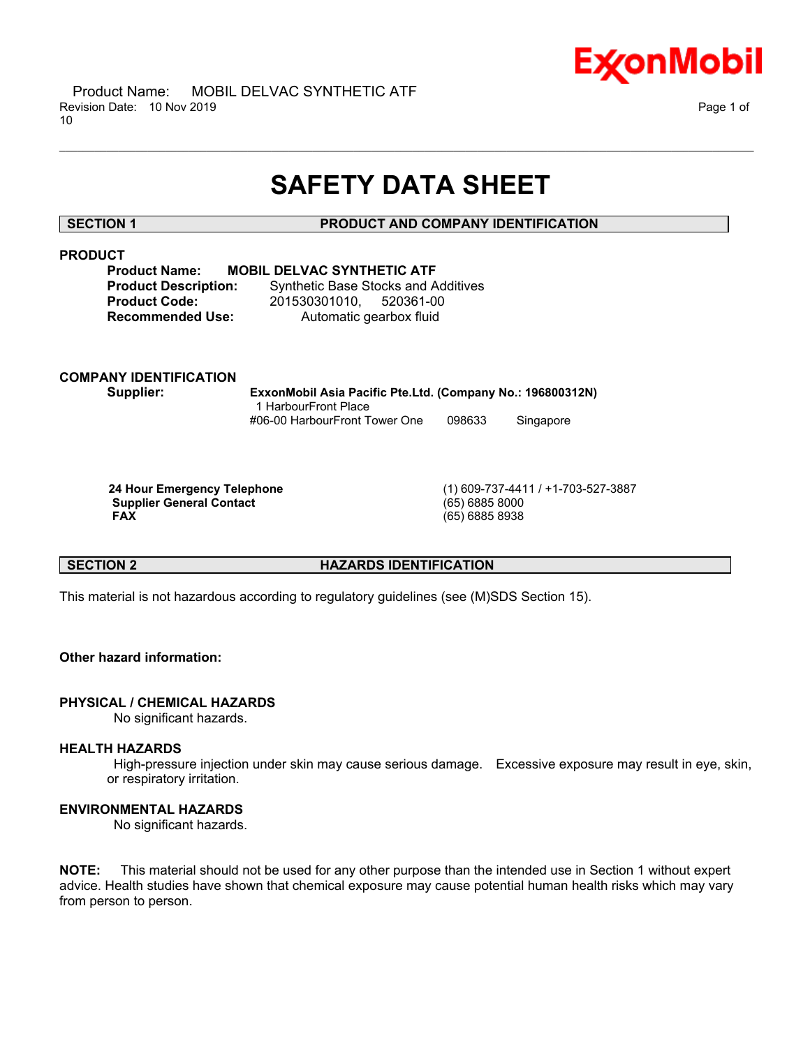# SAFETY DATA SHEET

## SECTION 1 PRODUCT AND COMPANY IDENTIFICATION

### PRODUCT

**Product Name:** **MOBIL DELVAC SYNTHETIC ATF**
**Product Description:** Synthetic Base Stocks and Additives
**Product Code:** 201530301010, 520361-00
**Recommended Use:** Automatic gearbox fluid

### COMPANY IDENTIFICATION

**Supplier:** **ExxonMobil Asia Pacific Pte.Ltd. (Company No.: 196800312N)**
1 HarbourFront Place
#06-00 HarbourFront Tower One 098633 Singapore

| | |
|---|---|
| **24 Hour Emergency Telephone** | (1) 609-737-4411 / +1-703-527-3887 |
| **Supplier General Contact** | (65) 6885 8000 |
| **FAX** | (65) 6885 8938 |

## SECTION 2 HAZARDS IDENTIFICATION

This material is not hazardous according to regulatory guidelines (see (M)SDS Section 15).

**Other hazard information:**

### PHYSICAL / CHEMICAL HAZARDS

No significant hazards.

### HEALTH HAZARDS

High-pressure injection under skin may cause serious damage. Excessive exposure may result in eye, skin, or respiratory irritation.

### ENVIRONMENTAL HAZARDS

No significant hazards.

**NOTE:** This material should not be used for any other purpose than the intended use in Section 1 without expert advice. Health studies have shown that chemical exposure may cause potential human health risks which may vary from person to person.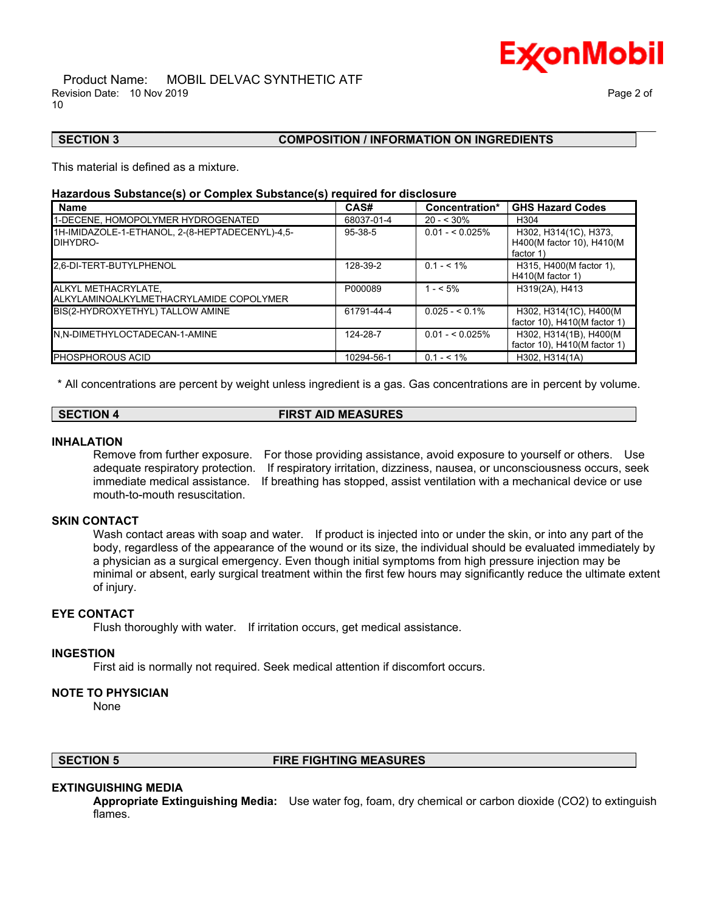## SECTION 3 COMPOSITION / INFORMATION ON INGREDIENTS

This material is defined as a mixture.

**Hazardous Substance(s) or Complex Substance(s) required for disclosure**

| Name | CAS# | Concentration* | GHS Hazard Codes |
|---|---|---|---|
| 1-DECENE, HOMOPOLYMER HYDROGENATED | 68037-01-4 | 20 - < 30% | H304 |
| 1H-IMIDAZOLE-1-ETHANOL, 2-(8-HEPTADECENYL)-4,5-DIHYDRO- | 95-38-5 | 0.01 - < 0.025% | H302, H314(1C), H373, H400(M factor 10), H410(M factor 1) |
| 2,6-DI-TERT-BUTYLPHENOL | 128-39-2 | 0.1 - < 1% | H315, H400(M factor 1), H410(M factor 1) |
| ALKYL METHACRYLATE, ALKYLAMINOALKYLMETHACRYLAMIDE COPOLYMER | P000089 | 1 - < 5% | H319(2A), H413 |
| BIS(2-HYDROXYETHYL) TALLOW AMINE | 61791-44-4 | 0.025 - < 0.1% | H302, H314(1C), H400(M factor 10), H410(M factor 1) |
| N,N-DIMETHYLOCTADECAN-1-AMINE | 124-28-7 | 0.01 - < 0.025% | H302, H314(1B), H400(M factor 10), H410(M factor 1) |
| PHOSPHOROUS ACID | 10294-56-1 | 0.1 - < 1% | H302, H314(1A) |

* All concentrations are percent by weight unless ingredient is a gas. Gas concentrations are in percent by volume.

## SECTION 4 FIRST AID MEASURES

### INHALATION

Remove from further exposure. For those providing assistance, avoid exposure to yourself or others. Use adequate respiratory protection. If respiratory irritation, dizziness, nausea, or unconsciousness occurs, seek immediate medical assistance. If breathing has stopped, assist ventilation with a mechanical device or use mouth-to-mouth resuscitation.

### SKIN CONTACT

Wash contact areas with soap and water. If product is injected into or under the skin, or into any part of the body, regardless of the appearance of the wound or its size, the individual should be evaluated immediately by a physician as a surgical emergency. Even though initial symptoms from high pressure injection may be minimal or absent, early surgical treatment within the first few hours may significantly reduce the ultimate extent of injury.

### EYE CONTACT

Flush thoroughly with water. If irritation occurs, get medical assistance.

### INGESTION

First aid is normally not required. Seek medical attention if discomfort occurs.

### NOTE TO PHYSICIAN

None

## SECTION 5 FIRE FIGHTING MEASURES

### EXTINGUISHING MEDIA

**Appropriate Extinguishing Media:** Use water fog, foam, dry chemical or carbon dioxide ($CO_2$) to extinguish flames.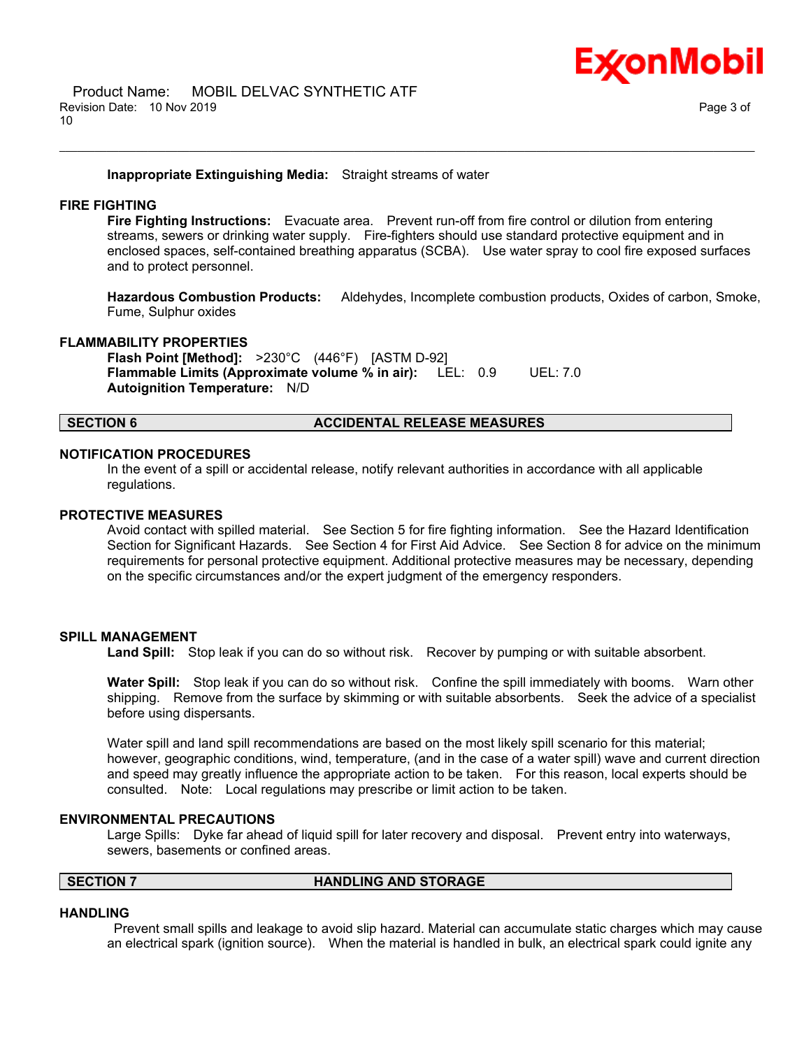**Inappropriate Extinguishing Media:** Straight streams of water

### FIRE FIGHTING

**Fire Fighting Instructions:** Evacuate area. Prevent run-off from fire control or dilution from entering streams, sewers or drinking water supply. Fire-fighters should use standard protective equipment and in enclosed spaces, self-contained breathing apparatus (SCBA). Use water spray to cool fire exposed surfaces and to protect personnel.

**Hazardous Combustion Products:** Aldehydes, Incomplete combustion products, Oxides of carbon, Smoke, Fume, Sulphur oxides

### FLAMMABILITY PROPERTIES

**Flash Point [Method]:** >230°C (446°F) [ASTM D-92]
**Flammable Limits (Approximate volume % in air):** LEL: 0.9 UEL: 7.0
**Autoignition Temperature:** N/D

## SECTION 6 ACCIDENTAL RELEASE MEASURES

### NOTIFICATION PROCEDURES

In the event of a spill or accidental release, notify relevant authorities in accordance with all applicable regulations.

### PROTECTIVE MEASURES

Avoid contact with spilled material. See Section 5 for fire fighting information. See the Hazard Identification Section for Significant Hazards. See Section 4 for First Aid Advice. See Section 8 for advice on the minimum requirements for personal protective equipment. Additional protective measures may be necessary, depending on the specific circumstances and/or the expert judgment of the emergency responders.

### SPILL MANAGEMENT

**Land Spill:** Stop leak if you can do so without risk. Recover by pumping or with suitable absorbent.

**Water Spill:** Stop leak if you can do so without risk. Confine the spill immediately with booms. Warn other shipping. Remove from the surface by skimming or with suitable absorbents. Seek the advice of a specialist before using dispersants.

Water spill and land spill recommendations are based on the most likely spill scenario for this material; however, geographic conditions, wind, temperature, (and in the case of a water spill) wave and current direction and speed may greatly influence the appropriate action to be taken. For this reason, local experts should be consulted. Note: Local regulations may prescribe or limit action to be taken.

### ENVIRONMENTAL PRECAUTIONS

Large Spills: Dyke far ahead of liquid spill for later recovery and disposal. Prevent entry into waterways, sewers, basements or confined areas.

## SECTION 7 HANDLING AND STORAGE

### HANDLING

Prevent small spills and leakage to avoid slip hazard. Material can accumulate static charges which may cause an electrical spark (ignition source). When the material is handled in bulk, an electrical spark could ignite any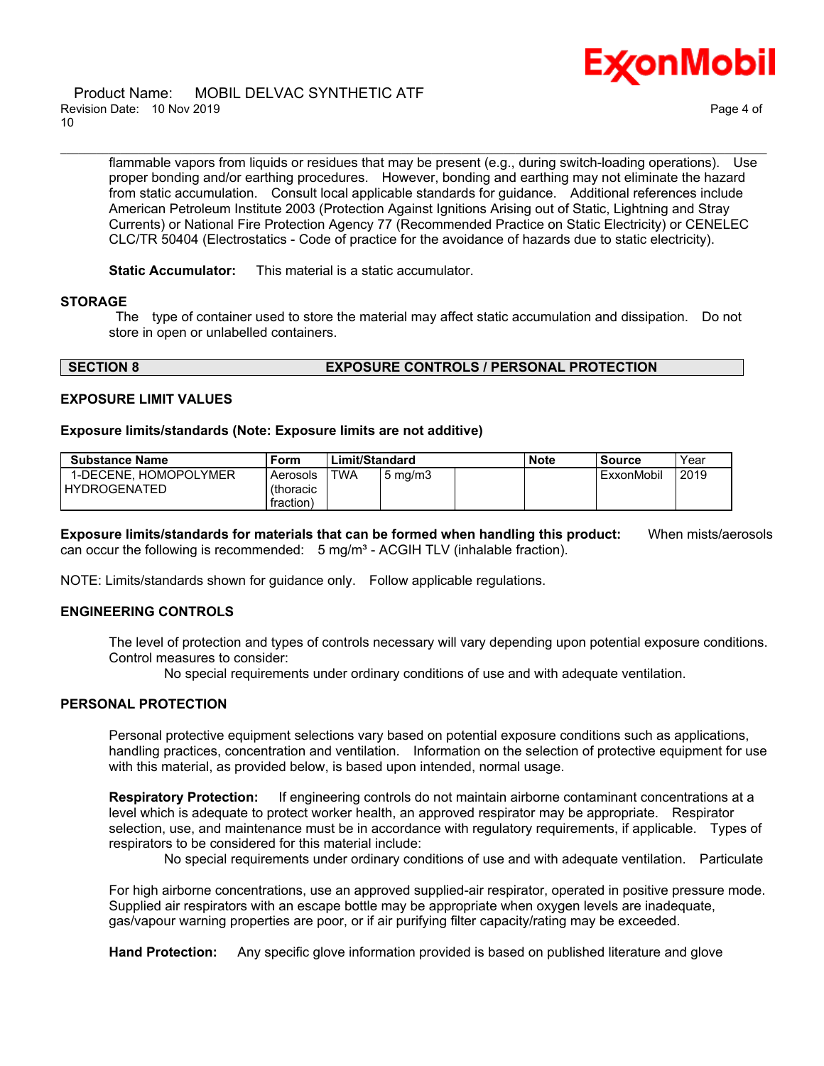flammable vapors from liquids or residues that may be present (e.g., during switch-loading operations). Use proper bonding and/or earthing procedures. However, bonding and earthing may not eliminate the hazard from static accumulation. Consult local applicable standards for guidance. Additional references include American Petroleum Institute 2003 (Protection Against Ignitions Arising out of Static, Lightning and Stray Currents) or National Fire Protection Agency 77 (Recommended Practice on Static Electricity) or CENELEC CLC/TR 50404 (Electrostatics - Code of practice for the avoidance of hazards due to static electricity).

**Static Accumulator:** This material is a static accumulator.

### STORAGE

The type of container used to store the material may affect static accumulation and dissipation. Do not store in open or unlabelled containers.

## SECTION 8 EXPOSURE CONTROLS / PERSONAL PROTECTION

### EXPOSURE LIMIT VALUES

**Exposure limits/standards (Note: Exposure limits are not additive)**

| Substance Name | Form | Limit/Standard | | | Note | Source | Year |
|---|---|---|---|---|---|---|---|
| 1-DECENE, HOMOPOLYMER HYDROGENATED | Aerosols (thoracic fraction) | TWA | 5 mg/m3 | | | ExxonMobil | 2019 |

**Exposure limits/standards for materials that can be formed when handling this product:** When mists/aerosols can occur the following is recommended: 5 mg/m³ - ACGIH TLV (inhalable fraction).

NOTE: Limits/standards shown for guidance only. Follow applicable regulations.

### ENGINEERING CONTROLS

The level of protection and types of controls necessary will vary depending upon potential exposure conditions. Control measures to consider:

No special requirements under ordinary conditions of use and with adequate ventilation.

### PERSONAL PROTECTION

Personal protective equipment selections vary based on potential exposure conditions such as applications, handling practices, concentration and ventilation. Information on the selection of protective equipment for use with this material, as provided below, is based upon intended, normal usage.

**Respiratory Protection:** If engineering controls do not maintain airborne contaminant concentrations at a level which is adequate to protect worker health, an approved respirator may be appropriate. Respirator selection, use, and maintenance must be in accordance with regulatory requirements, if applicable. Types of respirators to be considered for this material include:

No special requirements under ordinary conditions of use and with adequate ventilation. Particulate

For high airborne concentrations, use an approved supplied-air respirator, operated in positive pressure mode. Supplied air respirators with an escape bottle may be appropriate when oxygen levels are inadequate, gas/vapour warning properties are poor, or if air purifying filter capacity/rating may be exceeded.

**Hand Protection:** Any specific glove information provided is based on published literature and glove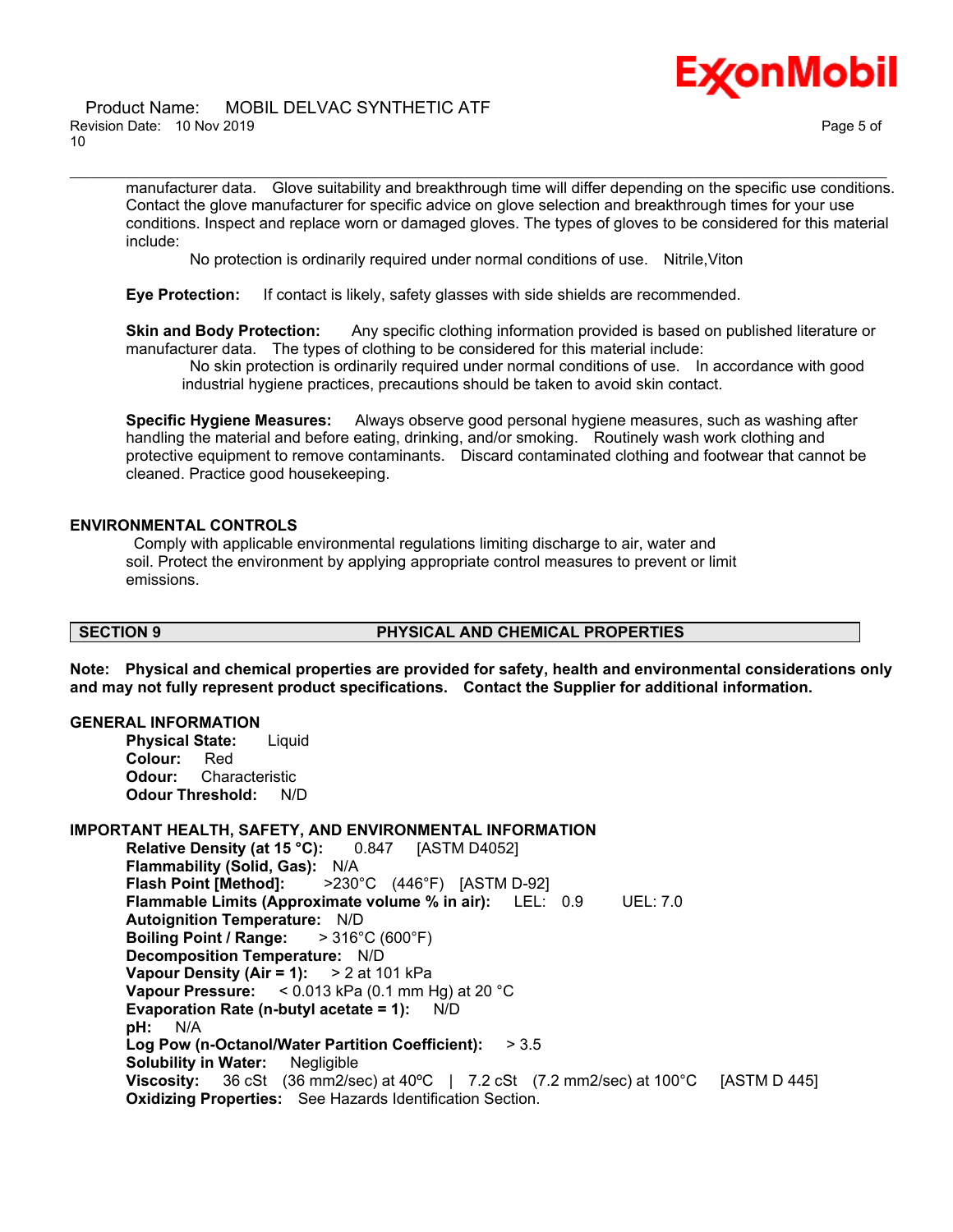manufacturer data. Glove suitability and breakthrough time will differ depending on the specific use conditions. Contact the glove manufacturer for specific advice on glove selection and breakthrough times for your use conditions. Inspect and replace worn or damaged gloves. The types of gloves to be considered for this material include:

No protection is ordinarily required under normal conditions of use. Nitrile,Viton

**Eye Protection:** If contact is likely, safety glasses with side shields are recommended.

**Skin and Body Protection:** Any specific clothing information provided is based on published literature or manufacturer data. The types of clothing to be considered for this material include:

No skin protection is ordinarily required under normal conditions of use. In accordance with good industrial hygiene practices, precautions should be taken to avoid skin contact.

**Specific Hygiene Measures:** Always observe good personal hygiene measures, such as washing after handling the material and before eating, drinking, and/or smoking. Routinely wash work clothing and protective equipment to remove contaminants. Discard contaminated clothing and footwear that cannot be cleaned. Practice good housekeeping.

### ENVIRONMENTAL CONTROLS

Comply with applicable environmental regulations limiting discharge to air, water and soil. Protect the environment by applying appropriate control measures to prevent or limit emissions.

## SECTION 9 PHYSICAL AND CHEMICAL PROPERTIES

**Note: Physical and chemical properties are provided for safety, health and environmental considerations only and may not fully represent product specifications. Contact the Supplier for additional information.**

### GENERAL INFORMATION

**Physical State:** Liquid
**Colour:** Red
**Odour:** Characteristic
**Odour Threshold:** N/D

### IMPORTANT HEALTH, SAFETY, AND ENVIRONMENTAL INFORMATION

**Relative Density (at 15 °C):** 0.847 [ASTM D4052]
**Flammability (Solid, Gas):** N/A
**Flash Point [Method]:** >230°C (446°F) [ASTM D-92]
**Flammable Limits (Approximate volume % in air):** LEL: 0.9 UEL: 7.0
**Autoignition Temperature:** N/D
**Boiling Point / Range:** > 316°C (600°F)
**Decomposition Temperature:** N/D
**Vapour Density (Air = 1):** > 2 at 101 kPa
**Vapour Pressure:** < 0.013 kPa (0.1 mm Hg) at 20 °C
**Evaporation Rate (n-butyl acetate = 1):** N/D
**pH:** N/A
**Log Pow (n-Octanol/Water Partition Coefficient):** > 3.5
**Solubility in Water:** Negligible
**Viscosity:** 36 cSt (36 mm2/sec) at 40ºC | 7.2 cSt (7.2 mm2/sec) at 100°C [ASTM D 445]
**Oxidizing Properties:** See Hazards Identification Section.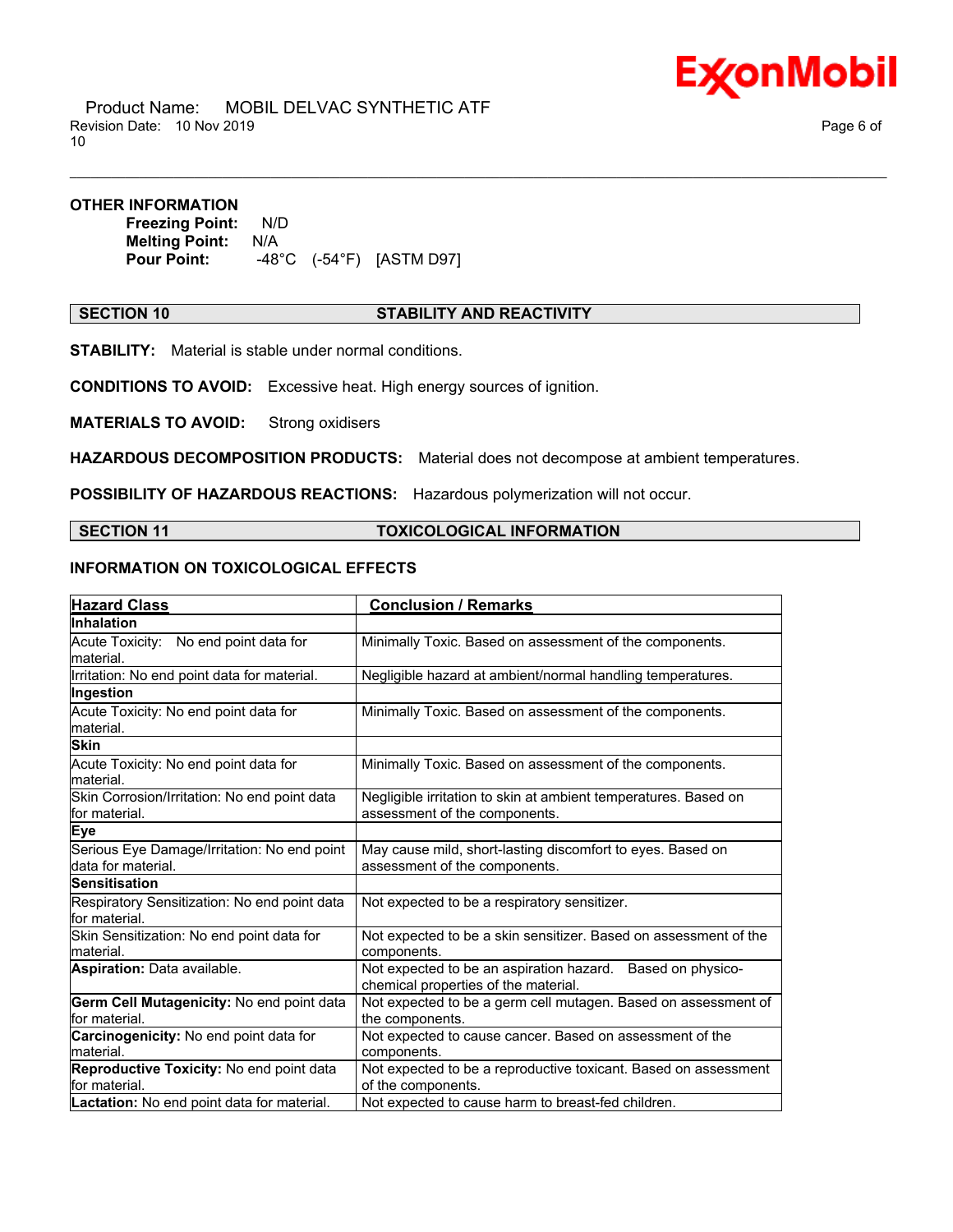**OTHER INFORMATION**

**Freezing Point:** N/D
**Melting Point:** N/A
**Pour Point:** -48°C (-54°F) [ASTM D97]

## SECTION 10 STABILITY AND REACTIVITY

**STABILITY:** Material is stable under normal conditions.

**CONDITIONS TO AVOID:** Excessive heat. High energy sources of ignition.

**MATERIALS TO AVOID:** Strong oxidisers

**HAZARDOUS DECOMPOSITION PRODUCTS:** Material does not decompose at ambient temperatures.

**POSSIBILITY OF HAZARDOUS REACTIONS:** Hazardous polymerization will not occur.

## SECTION 11 TOXICOLOGICAL INFORMATION

### INFORMATION ON TOXICOLOGICAL EFFECTS

| Hazard Class | Conclusion / Remarks |
|---|---|
| **Inhalation** | |
| Acute Toxicity: No end point data for material. | Minimally Toxic. Based on assessment of the components. |
| Irritation: No end point data for material. | Negligible hazard at ambient/normal handling temperatures. |
| **Ingestion** | |
| Acute Toxicity: No end point data for material. | Minimally Toxic. Based on assessment of the components. |
| **Skin** | |
| Acute Toxicity: No end point data for material. | Minimally Toxic. Based on assessment of the components. |
| Skin Corrosion/Irritation: No end point data for material. | Negligible irritation to skin at ambient temperatures. Based on assessment of the components. |
| **Eye** | |
| Serious Eye Damage/Irritation: No end point data for material. | May cause mild, short-lasting discomfort to eyes. Based on assessment of the components. |
| **Sensitisation** | |
| Respiratory Sensitization: No end point data for material. | Not expected to be a respiratory sensitizer. |
| Skin Sensitization: No end point data for material. | Not expected to be a skin sensitizer. Based on assessment of the components. |
| **Aspiration:** Data available. | Not expected to be an aspiration hazard. Based on physico-chemical properties of the material. |
| **Germ Cell Mutagenicity:** No end point data for material. | Not expected to be a germ cell mutagen. Based on assessment of the components. |
| **Carcinogenicity:** No end point data for material. | Not expected to cause cancer. Based on assessment of the components. |
| **Reproductive Toxicity:** No end point data for material. | Not expected to be a reproductive toxicant. Based on assessment of the components. |
| **Lactation:** No end point data for material. | Not expected to cause harm to breast-fed children. |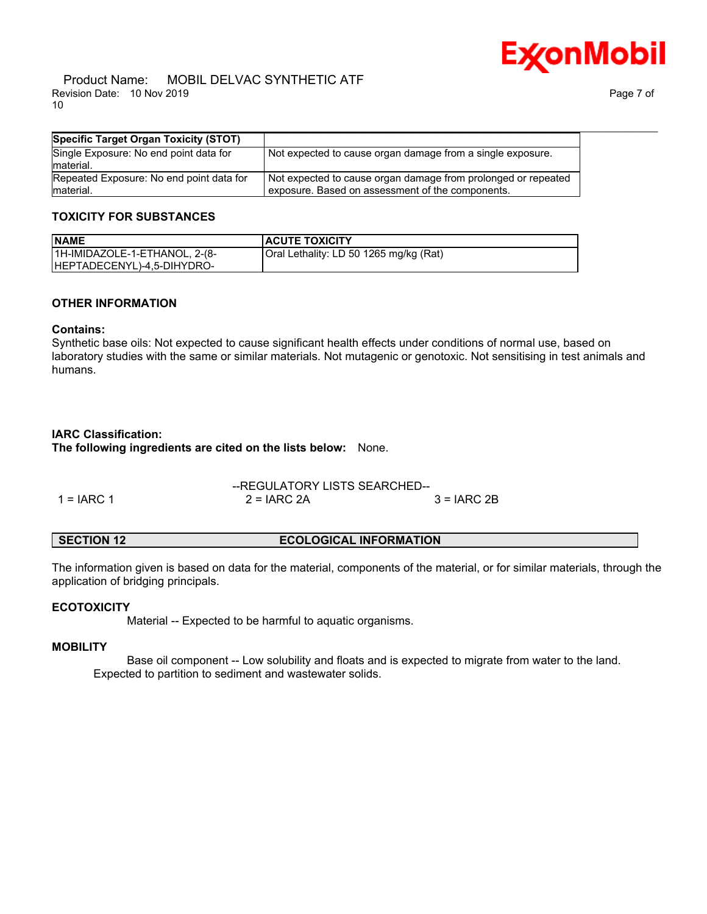| Specific Target Organ Toxicity (STOT) | |
|---|---|
| Single Exposure: No end point data for material. | Not expected to cause organ damage from a single exposure. |
| Repeated Exposure: No end point data for material. | Not expected to cause organ damage from prolonged or repeated exposure. Based on assessment of the components. |

### TOXICITY FOR SUBSTANCES

| NAME | ACUTE TOXICITY |
|---|---|
| 1H-IMIDAZOLE-1-ETHANOL, 2-(8-HEPTADECENYL)-4,5-DIHYDRO- | Oral Lethality: LD 50 1265 mg/kg (Rat) |

### OTHER INFORMATION

**Contains:**
Synthetic base oils: Not expected to cause significant health effects under conditions of normal use, based on laboratory studies with the same or similar materials. Not mutagenic or genotoxic. Not sensitising in test animals and humans.

**IARC Classification:**
**The following ingredients are cited on the lists below:** None.

--REGULATORY LISTS SEARCHED--

1 = IARC 1 2 = IARC 2A 3 = IARC 2B

## SECTION 12 ECOLOGICAL INFORMATION

The information given is based on data for the material, components of the material, or for similar materials, through the application of bridging principals.

### ECOTOXICITY

Material -- Expected to be harmful to aquatic organisms.

### MOBILITY

Base oil component -- Low solubility and floats and is expected to migrate from water to the land. Expected to partition to sediment and wastewater solids.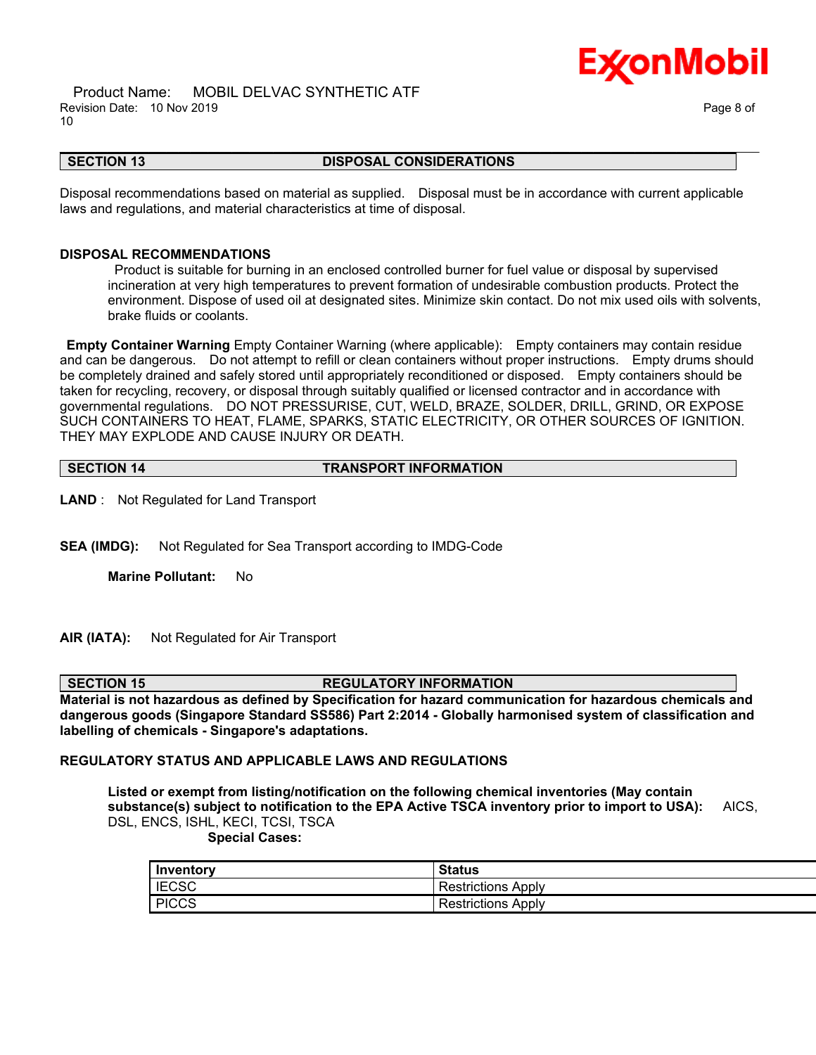## SECTION 13 DISPOSAL CONSIDERATIONS

Disposal recommendations based on material as supplied. Disposal must be in accordance with current applicable laws and regulations, and material characteristics at time of disposal.

### DISPOSAL RECOMMENDATIONS

Product is suitable for burning in an enclosed controlled burner for fuel value or disposal by supervised incineration at very high temperatures to prevent formation of undesirable combustion products. Protect the environment. Dispose of used oil at designated sites. Minimize skin contact. Do not mix used oils with solvents, brake fluids or coolants.

**Empty Container Warning** Empty Container Warning (where applicable): Empty containers may contain residue and can be dangerous. Do not attempt to refill or clean containers without proper instructions. Empty drums should be completely drained and safely stored until appropriately reconditioned or disposed. Empty containers should be taken for recycling, recovery, or disposal through suitably qualified or licensed contractor and in accordance with governmental regulations. DO NOT PRESSURISE, CUT, WELD, BRAZE, SOLDER, DRILL, GRIND, OR EXPOSE SUCH CONTAINERS TO HEAT, FLAME, SPARKS, STATIC ELECTRICITY, OR OTHER SOURCES OF IGNITION. THEY MAY EXPLODE AND CAUSE INJURY OR DEATH.

## SECTION 14 TRANSPORT INFORMATION

**LAND** : Not Regulated for Land Transport

**SEA (IMDG):** Not Regulated for Sea Transport according to IMDG-Code

**Marine Pollutant:** No

**AIR (IATA):** Not Regulated for Air Transport

## SECTION 15 REGULATORY INFORMATION

**Material is not hazardous as defined by Specification for hazard communication for hazardous chemicals and dangerous goods (Singapore Standard SS586) Part 2:2014 - Globally harmonised system of classification and labelling of chemicals - Singapore's adaptations.**

### REGULATORY STATUS AND APPLICABLE LAWS AND REGULATIONS

**Listed or exempt from listing/notification on the following chemical inventories (May contain substance(s) subject to notification to the EPA Active TSCA inventory prior to import to USA):** AICS, DSL, ENCS, ISHL, KECI, TCSI, TSCA

**Special Cases:**

| Inventory | Status |
|---|---|
| IECSC | Restrictions Apply |
| PICCS | Restrictions Apply |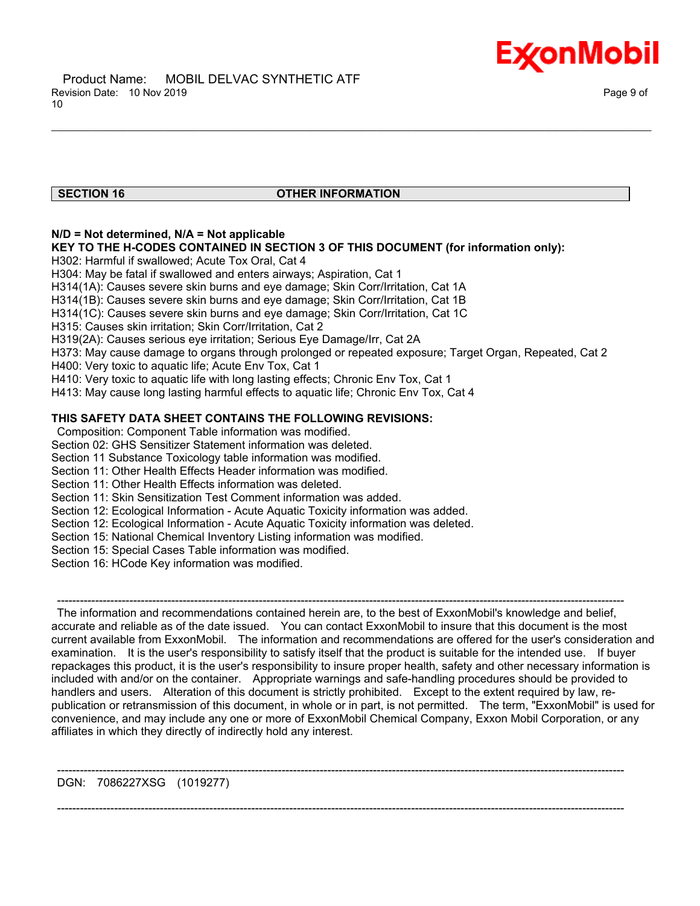## SECTION 16 OTHER INFORMATION

**N/D = Not determined, N/A = Not applicable**

**KEY TO THE H-CODES CONTAINED IN SECTION 3 OF THIS DOCUMENT (for information only):**

H302: Harmful if swallowed; Acute Tox Oral, Cat 4
H304: May be fatal if swallowed and enters airways; Aspiration, Cat 1
H314(1A): Causes severe skin burns and eye damage; Skin Corr/Irritation, Cat 1A
H314(1B): Causes severe skin burns and eye damage; Skin Corr/Irritation, Cat 1B
H314(1C): Causes severe skin burns and eye damage; Skin Corr/Irritation, Cat 1C
H315: Causes skin irritation; Skin Corr/Irritation, Cat 2
H319(2A): Causes serious eye irritation; Serious Eye Damage/Irr, Cat 2A
H373: May cause damage to organs through prolonged or repeated exposure; Target Organ, Repeated, Cat 2
H400: Very toxic to aquatic life; Acute Env Tox, Cat 1
H410: Very toxic to aquatic life with long lasting effects; Chronic Env Tox, Cat 1
H413: May cause long lasting harmful effects to aquatic life; Chronic Env Tox, Cat 4

**THIS SAFETY DATA SHEET CONTAINS THE FOLLOWING REVISIONS:**

Composition: Component Table information was modified.
Section 02: GHS Sensitizer Statement information was deleted.
Section 11 Substance Toxicology table information was modified.
Section 11: Other Health Effects Header information was modified.
Section 11: Other Health Effects information was deleted.
Section 11: Skin Sensitization Test Comment information was added.
Section 12: Ecological Information - Acute Aquatic Toxicity information was added.
Section 12: Ecological Information - Acute Aquatic Toxicity information was deleted.
Section 15: National Chemical Inventory Listing information was modified.
Section 15: Special Cases Table information was modified.
Section 16: HCode Key information was modified.

---

The information and recommendations contained herein are, to the best of ExxonMobil's knowledge and belief, accurate and reliable as of the date issued. You can contact ExxonMobil to insure that this document is the most current available from ExxonMobil. The information and recommendations are offered for the user's consideration and examination. It is the user's responsibility to satisfy itself that the product is suitable for the intended use. If buyer repackages this product, it is the user's responsibility to insure proper health, safety and other necessary information is included with and/or on the container. Appropriate warnings and safe-handling procedures should be provided to handlers and users. Alteration of this document is strictly prohibited. Except to the extent required by law, re-publication or retransmission of this document, in whole or in part, is not permitted. The term, "ExxonMobil" is used for convenience, and may include any one or more of ExxonMobil Chemical Company, Exxon Mobil Corporation, or any affiliates in which they directly of indirectly hold any interest.

---

DGN: 7086227XSG (1019277)

---